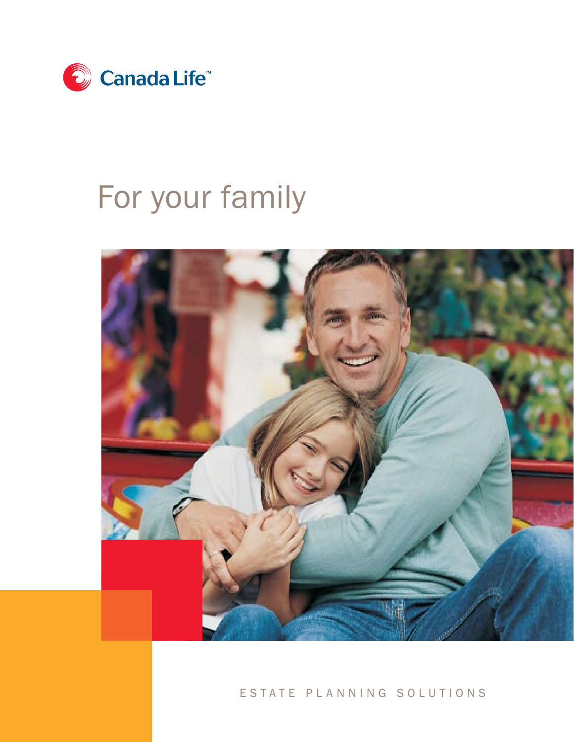Canada Life™

# For your family

ESTATE PLANNING SOLUTIONS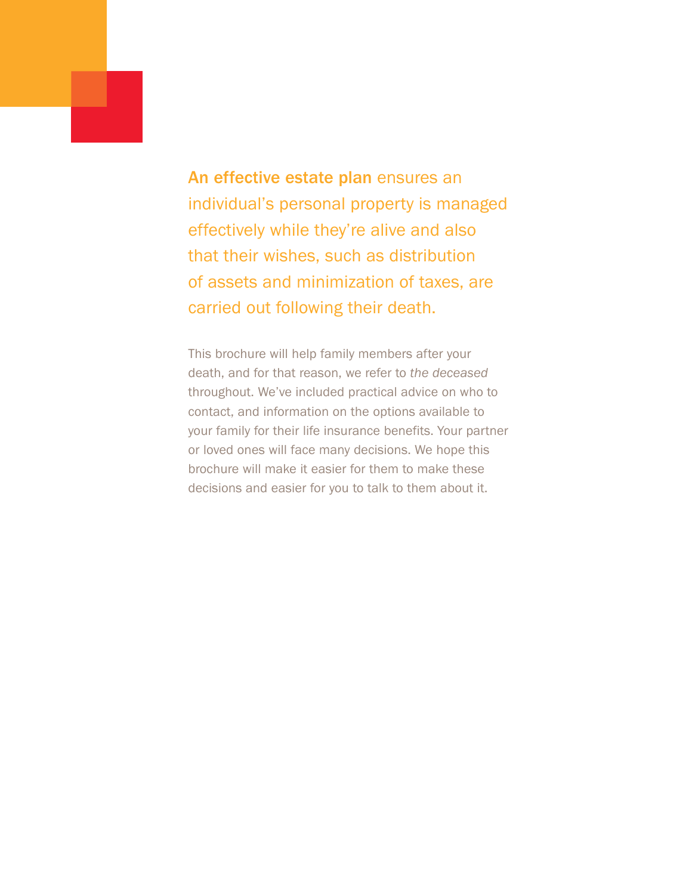**An effective estate plan** ensures an individual's personal property is managed effectively while they're alive and also that their wishes, such as distribution of assets and minimization of taxes, are carried out following their death.

This brochure will help family members after your death, and for that reason, we refer to *the deceased* throughout. We've included practical advice on who to contact, and information on the options available to your family for their life insurance benefits. Your partner or loved ones will face many decisions. We hope this brochure will make it easier for them to make these decisions and easier for you to talk to them about it.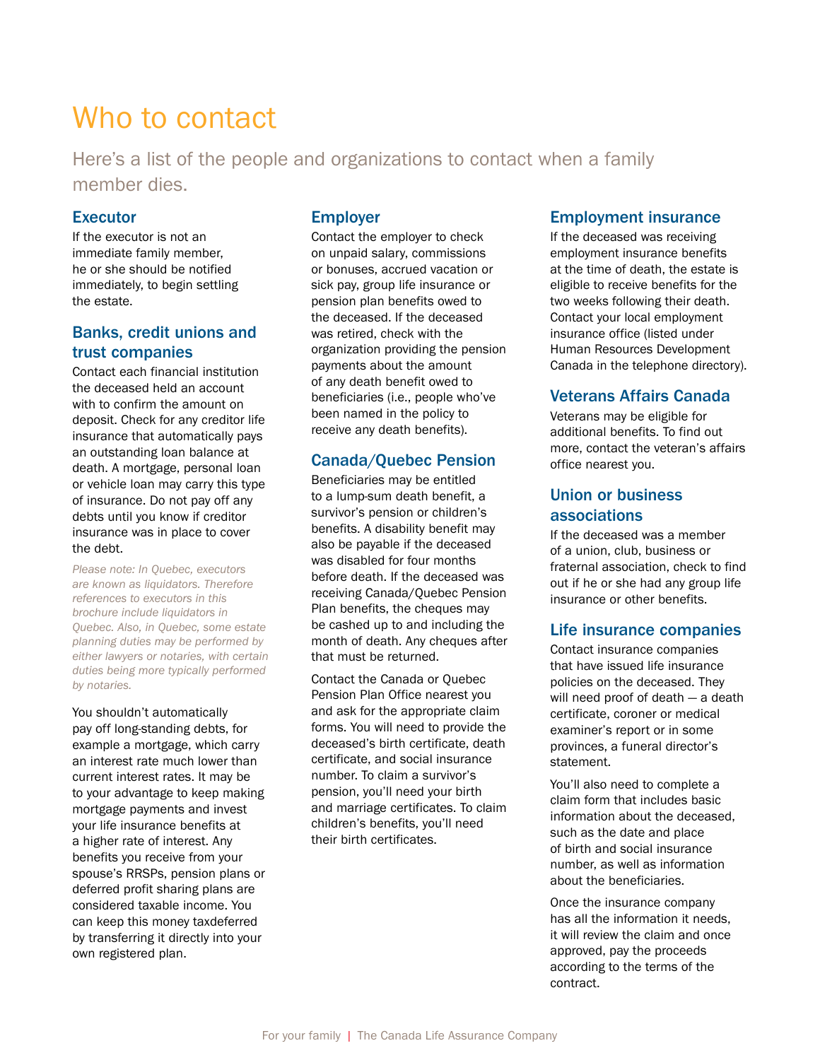# Who to contact

Here's a list of the people and organizations to contact when a family member dies.

## Executor

If the executor is not an immediate family member, he or she should be notified immediately, to begin settling the estate.

## Banks, credit unions and trust companies

Contact each financial institution the deceased held an account with to confirm the amount on deposit. Check for any creditor life insurance that automatically pays an outstanding loan balance at death. A mortgage, personal loan or vehicle loan may carry this type of insurance. Do not pay off any debts until you know if creditor insurance was in place to cover the debt.

*Please note: In Quebec, executors are known as liquidators. Therefore references to executors in this brochure include liquidators in Quebec. Also, in Quebec, some estate planning duties may be performed by either lawyers or notaries, with certain duties being more typically performed by notaries.*

You shouldn't automatically pay off long-standing debts, for example a mortgage, which carry an interest rate much lower than current interest rates. It may be to your advantage to keep making mortgage payments and invest your life insurance benefits at a higher rate of interest. Any benefits you receive from your spouse's RRSPs, pension plans or deferred profit sharing plans are considered taxable income. You can keep this money taxdeferred by transferring it directly into your own registered plan.

## Employer

Contact the employer to check on unpaid salary, commissions or bonuses, accrued vacation or sick pay, group life insurance or pension plan benefits owed to the deceased. If the deceased was retired, check with the organization providing the pension payments about the amount of any death benefit owed to beneficiaries (i.e., people who've been named in the policy to receive any death benefits).

## Canada/Quebec Pension

Beneficiaries may be entitled to a lump-sum death benefit, a survivor's pension or children's benefits. A disability benefit may also be payable if the deceased was disabled for four months before death. If the deceased was receiving Canada/Quebec Pension Plan benefits, the cheques may be cashed up to and including the month of death. Any cheques after that must be returned.

Contact the Canada or Quebec Pension Plan Office nearest you and ask for the appropriate claim forms. You will need to provide the deceased's birth certificate, death certificate, and social insurance number. To claim a survivor's pension, you'll need your birth and marriage certificates. To claim children's benefits, you'll need their birth certificates.

## Employment insurance

If the deceased was receiving employment insurance benefits at the time of death, the estate is eligible to receive benefits for the two weeks following their death. Contact your local employment insurance office (listed under Human Resources Development Canada in the telephone directory).

## Veterans Affairs Canada

Veterans may be eligible for additional benefits. To find out more, contact the veteran's affairs office nearest you.

## Union or business associations

If the deceased was a member of a union, club, business or fraternal association, check to find out if he or she had any group life insurance or other benefits.

## Life insurance companies

Contact insurance companies that have issued life insurance policies on the deceased. They will need proof of death — a death certificate, coroner or medical examiner's report or in some provinces, a funeral director's statement.

You'll also need to complete a claim form that includes basic information about the deceased, such as the date and place of birth and social insurance number, as well as information about the beneficiaries.

Once the insurance company has all the information it needs, it will review the claim and once approved, pay the proceeds according to the terms of the contract.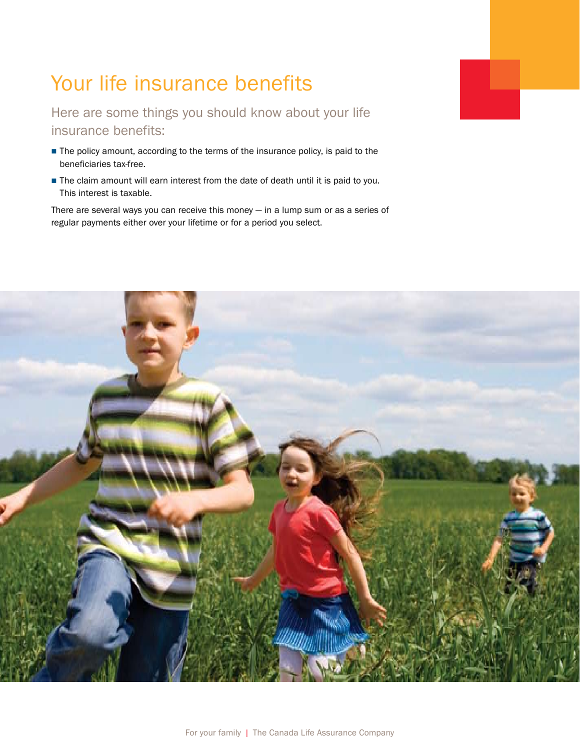# Your life insurance benefits

## Here are some things you should know about your life insurance benefits:

- The policy amount, according to the terms of the insurance policy, is paid to the beneficiaries tax-free.
- The claim amount will earn interest from the date of death until it is paid to you. This interest is taxable.

There are several ways you can receive this money — in a lump sum or as a series of regular payments either over your lifetime or for a period you select.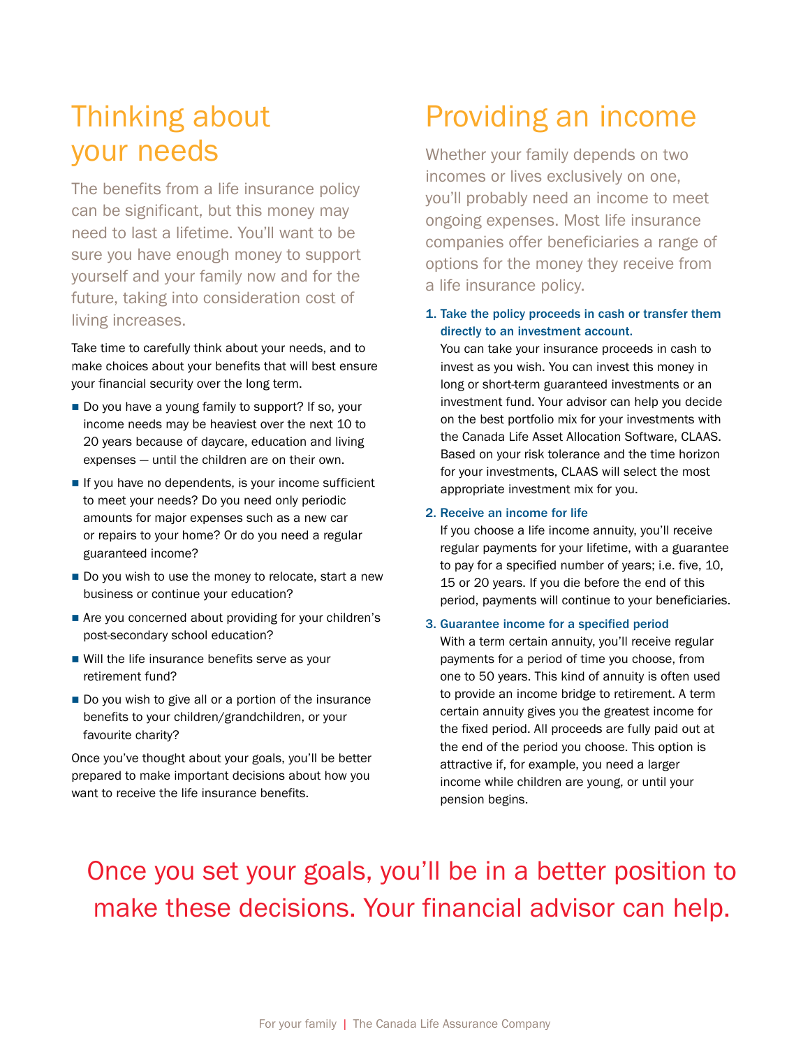# Thinking about your needs

The benefits from a life insurance policy can be significant, but this money may need to last a lifetime. You'll want to be sure you have enough money to support yourself and your family now and for the future, taking into consideration cost of living increases.

Take time to carefully think about your needs, and to make choices about your benefits that will best ensure your financial security over the long term.

- Do you have a young family to support? If so, your income needs may be heaviest over the next 10 to 20 years because of daycare, education and living expenses — until the children are on their own.
- If you have no dependents, is your income sufficient to meet your needs? Do you need only periodic amounts for major expenses such as a new car or repairs to your home? Or do you need a regular guaranteed income?
- Do you wish to use the money to relocate, start a new business or continue your education?
- Are you concerned about providing for your children's post-secondary school education?
- Will the life insurance benefits serve as your retirement fund?
- Do you wish to give all or a portion of the insurance benefits to your children/grandchildren, or your favourite charity?

Once you've thought about your goals, you'll be better prepared to make important decisions about how you want to receive the life insurance benefits.

# Providing an income

Whether your family depends on two incomes or lives exclusively on one, you'll probably need an income to meet ongoing expenses. Most life insurance companies offer beneficiaries a range of options for the money they receive from a life insurance policy.

1. **Take the policy proceeds in cash or transfer them directly to an investment account.**
   You can take your insurance proceeds in cash to invest as you wish. You can invest this money in long or short-term guaranteed investments or an investment fund. Your advisor can help you decide on the best portfolio mix for your investments with the Canada Life Asset Allocation Software, CLAAS. Based on your risk tolerance and the time horizon for your investments, CLAAS will select the most appropriate investment mix for you.

2. **Receive an income for life**
   If you choose a life income annuity, you'll receive regular payments for your lifetime, with a guarantee to pay for a specified number of years; i.e. five, 10, 15 or 20 years. If you die before the end of this period, payments will continue to your beneficiaries.

3. **Guarantee income for a specified period**
   With a term certain annuity, you'll receive regular payments for a period of time you choose, from one to 50 years. This kind of annuity is often used to provide an income bridge to retirement. A term certain annuity gives you the greatest income for the fixed period. All proceeds are fully paid out at the end of the period you choose. This option is attractive if, for example, you need a larger income while children are young, or until your pension begins.

Once you set your goals, you'll be in a better position to make these decisions. Your financial advisor can help.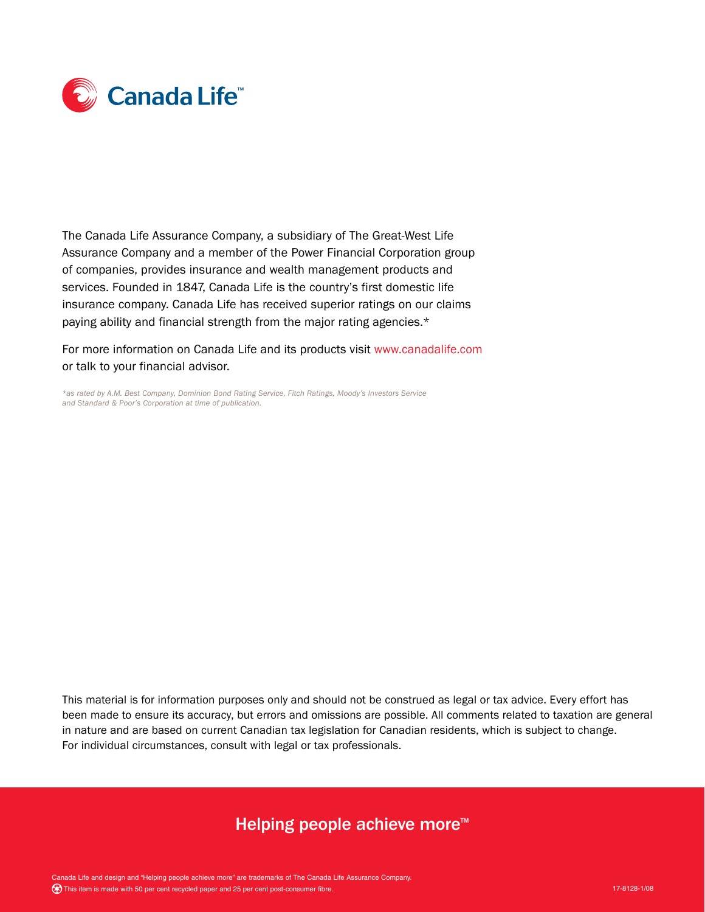Canada Life™

The Canada Life Assurance Company, a subsidiary of The Great-West Life Assurance Company and a member of the Power Financial Corporation group of companies, provides insurance and wealth management products and services. Founded in 1847, Canada Life is the country's first domestic life insurance company. Canada Life has received superior ratings on our claims paying ability and financial strength from the major rating agencies.*

For more information on Canada Life and its products visit www.canadalife.com or talk to your financial advisor.

*as rated by A.M. Best Company, Dominion Bond Rating Service, Fitch Ratings, Moody's Investors Service and Standard & Poor's Corporation at time of publication.*

This material is for information purposes only and should not be construed as legal or tax advice. Every effort has been made to ensure its accuracy, but errors and omissions are possible. All comments related to taxation are general in nature and are based on current Canadian tax legislation for Canadian residents, which is subject to change. For individual circumstances, consult with legal or tax professionals.

Helping people achieve more™

Canada Life and design and "Helping people achieve more" are trademarks of The Canada Life Assurance Company.

This item is made with 50 per cent recycled paper and 25 per cent post-consumer fibre.

17-8128-1/08